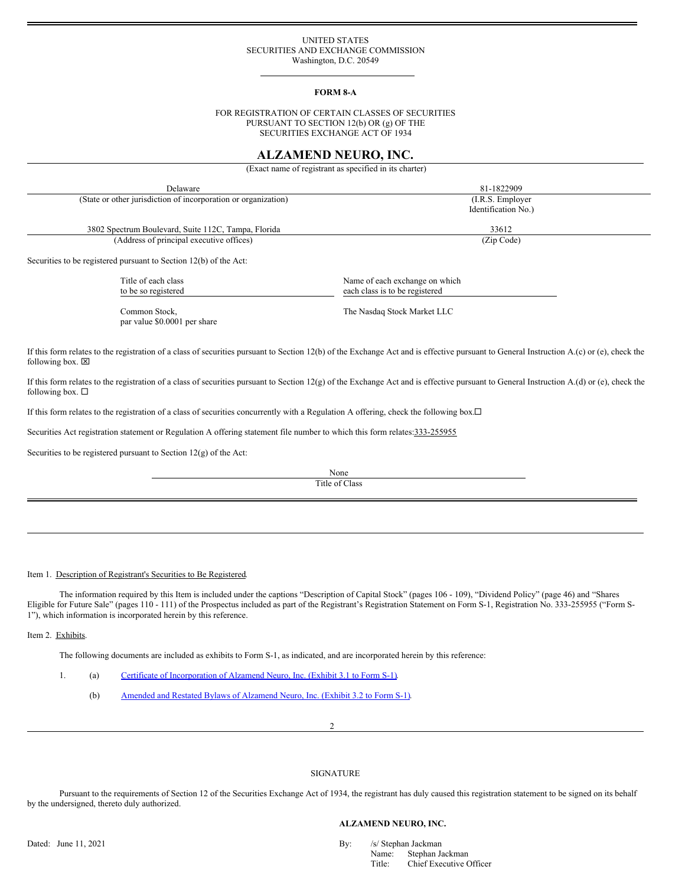UNITED STATES
SECURITIES AND EXCHANGE COMMISSION
Washington, D.C. 20549

**FORM 8-A**

FOR REGISTRATION OF CERTAIN CLASSES OF SECURITIES
PURSUANT TO SECTION 12(b) OR (g) OF THE
SECURITIES EXCHANGE ACT OF 1934

# ALZAMEND NEURO, INC.

(Exact name of registrant as specified in its charter)

| Delaware | 81-1822909 |
|---|---|
| (State or other jurisdiction of incorporation or organization) | (I.R.S. Employer Identification No.) |
| 3802 Spectrum Boulevard, Suite 112C, Tampa, Florida | 33612 |
| (Address of principal executive offices) | (Zip Code) |

Securities to be registered pursuant to Section 12(b) of the Act:

| Title of each class to be so registered | Name of each exchange on which each class is to be registered |
|---|---|
| Common Stock, par value $0.0001 per share | The Nasdaq Stock Market LLC |

If this form relates to the registration of a class of securities pursuant to Section 12(b) of the Exchange Act and is effective pursuant to General Instruction A.(c) or (e), check the following box. ☒

If this form relates to the registration of a class of securities pursuant to Section 12(g) of the Exchange Act and is effective pursuant to General Instruction A.(d) or (e), check the following box. ☐

If this form relates to the registration of a class of securities concurrently with a Regulation A offering, check the following box.☐

Securities Act registration statement or Regulation A offering statement file number to which this form relates: 333-255955

Securities to be registered pursuant to Section 12(g) of the Act:

None
Title of Class

Item 1. Description of Registrant's Securities to Be Registered.

The information required by this Item is included under the captions "Description of Capital Stock" (pages 106 - 109), "Dividend Policy" (page 46) and "Shares Eligible for Future Sale" (pages 110 - 111) of the Prospectus included as part of the Registrant's Registration Statement on Form S-1, Registration No. 333-255955 ("Form S-1"), which information is incorporated herein by this reference.

Item 2. Exhibits.

The following documents are included as exhibits to Form S-1, as indicated, and are incorporated herein by this reference:

1. (a) Certificate of Incorporation of Alzamend Neuro, Inc. (Exhibit 3.1 to Form S-1).

   (b) Amended and Restated Bylaws of Alzamend Neuro, Inc. (Exhibit 3.2 to Form S-1).

SIGNATURE

Pursuant to the requirements of Section 12 of the Securities Exchange Act of 1934, the registrant has duly caused this registration statement to be signed on its behalf by the undersigned, thereto duly authorized.

**ALZAMEND NEURO, INC.**

Dated: June 11, 2021

By: /s/ Stephan Jackman
Name: Stephan Jackman
Title: Chief Executive Officer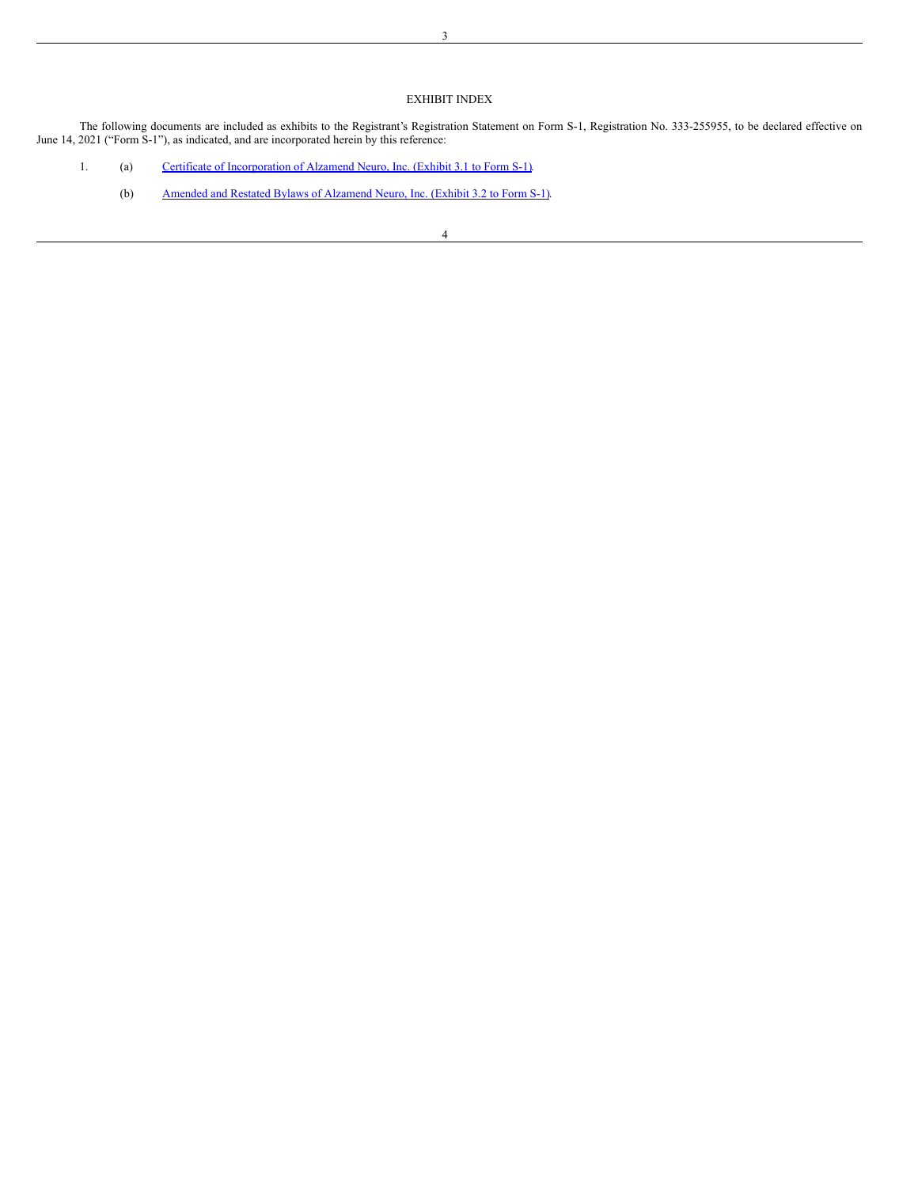EXHIBIT INDEX

The following documents are included as exhibits to the Registrant's Registration Statement on Form S-1, Registration No. 333-255955, to be declared effective on June 14, 2021 ("Form S-1"), as indicated, and are incorporated herein by this reference:

1. (a) Certificate of Incorporation of Alzamend Neuro, Inc. (Exhibit 3.1 to Form S-1).

   (b) Amended and Restated Bylaws of Alzamend Neuro, Inc. (Exhibit 3.2 to Form S-1).